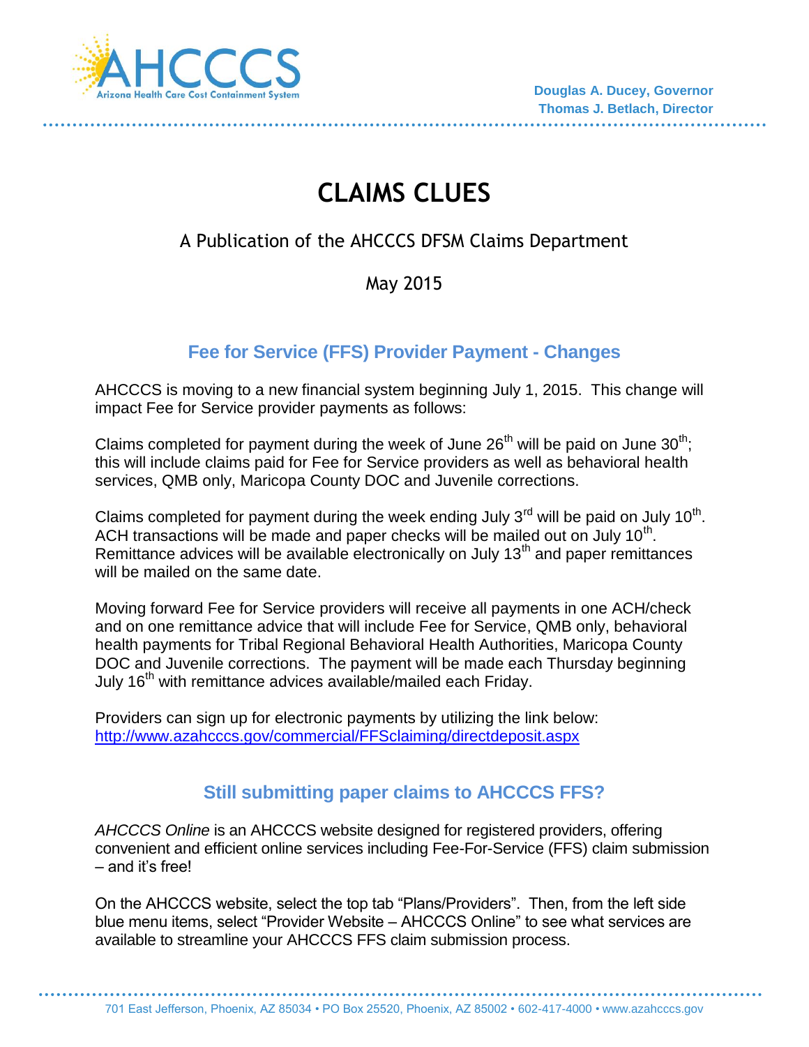Douglas A. Ducey, Governor
Thomas J. Betlach, Director

# CLAIMS CLUES

A Publication of the AHCCCS DFSM Claims Department

May 2015

## Fee for Service (FFS) Provider Payment - Changes

AHCCCS is moving to a new financial system beginning July 1, 2015. This change will impact Fee for Service provider payments as follows:

Claims completed for payment during the week of June 26th will be paid on June 30th; this will include claims paid for Fee for Service providers as well as behavioral health services, QMB only, Maricopa County DOC and Juvenile corrections.

Claims completed for payment during the week ending July 3rd will be paid on July 10th. ACH transactions will be made and paper checks will be mailed out on July 10th. Remittance advices will be available electronically on July 13th and paper remittances will be mailed on the same date.

Moving forward Fee for Service providers will receive all payments in one ACH/check and on one remittance advice that will include Fee for Service, QMB only, behavioral health payments for Tribal Regional Behavioral Health Authorities, Maricopa County DOC and Juvenile corrections. The payment will be made each Thursday beginning July 16th with remittance advices available/mailed each Friday.

Providers can sign up for electronic payments by utilizing the link below:
http://www.azahcccs.gov/commercial/FFSclaiming/directdeposit.aspx

## Still submitting paper claims to AHCCCS FFS?

*AHCCCS Online* is an AHCCCS website designed for registered providers, offering convenient and efficient online services including Fee-For-Service (FFS) claim submission – and it's free!

On the AHCCCS website, select the top tab "Plans/Providers". Then, from the left side blue menu items, select "Provider Website – AHCCCS Online" to see what services are available to streamline your AHCCCS FFS claim submission process.

701 East Jefferson, Phoenix, AZ 85034 • PO Box 25520, Phoenix, AZ 85002 • 602-417-4000 • www.azahcccs.gov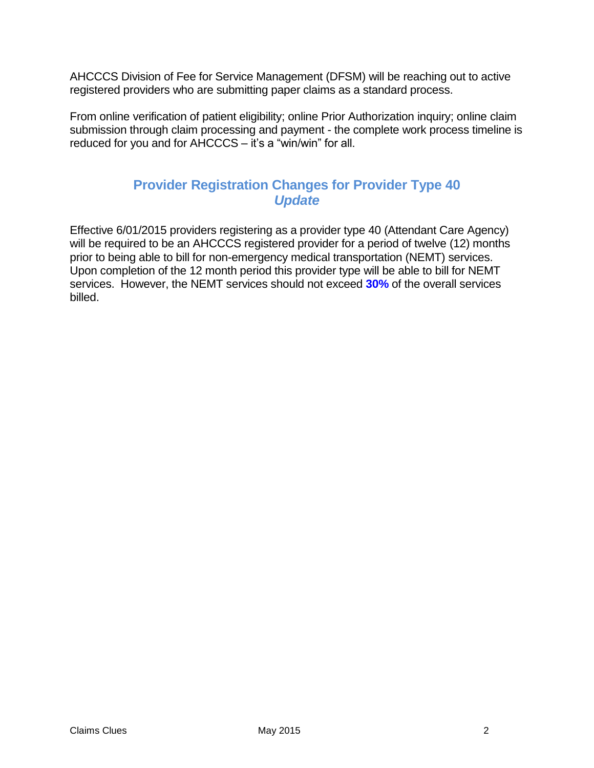AHCCCS Division of Fee for Service Management (DFSM) will be reaching out to active registered providers who are submitting paper claims as a standard process.

From online verification of patient eligibility; online Prior Authorization inquiry; online claim submission through claim processing and payment - the complete work process timeline is reduced for you and for AHCCCS – it's a "win/win" for all.

## Provider Registration Changes for Provider Type 40 *Update*

Effective 6/01/2015 providers registering as a provider type 40 (Attendant Care Agency) will be required to be an AHCCCS registered provider for a period of twelve (12) months prior to being able to bill for non-emergency medical transportation (NEMT) services. Upon completion of the 12 month period this provider type will be able to bill for NEMT services. However, the NEMT services should not exceed **30%** of the overall services billed.